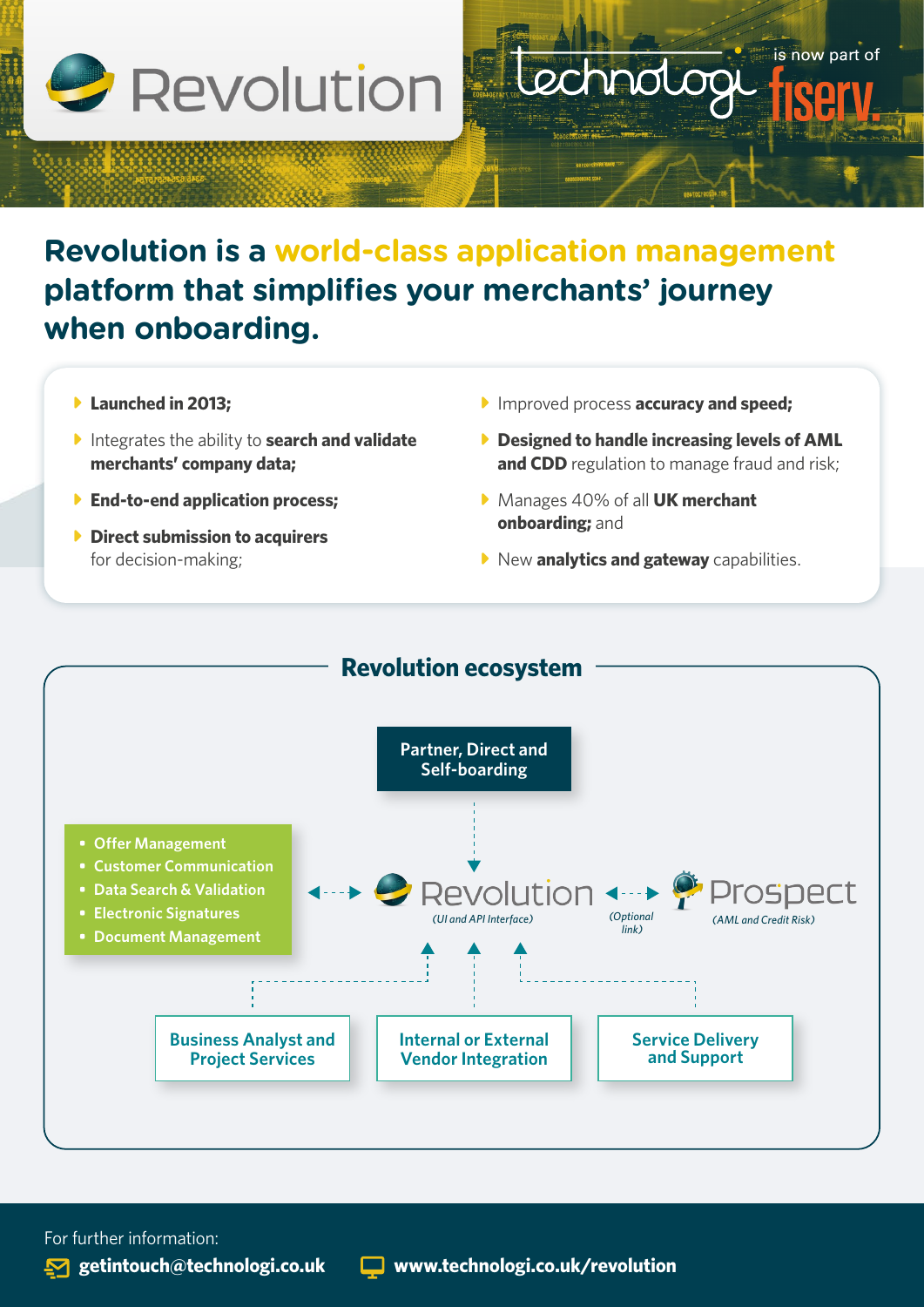# Revolution

technologi is now part of fiserv.

## Revolution is a world-class application management platform that simplifies your merchants' journey when onboarding.

- **Launched in 2013;**
- Integrates the ability to **search and validate merchants' company data;**
- **End-to-end application process;**
- **Direct submission to acquirers** for decision-making;
- Improved process **accuracy and speed;**
- **Designed to handle increasing levels of AML and CDD** regulation to manage fraud and risk;
- Manages 40% of all **UK merchant onboarding;** and
- New **analytics and gateway** capabilities.

## Revolution ecosystem

**Partner, Direct and Self-boarding** → **Revolution** *(UI and API Interface)*

**Revolution** ↔ *(Optional link)* ↔ **Prospect** *(AML and Credit Risk)*

**Revolution** ↔
- Offer Management
- Customer Communication
- Data Search & Validation
- Electronic Signatures
- Document Management

Supporting Revolution:
- **Business Analyst and Project Services**
- **Internal or External Vendor Integration**
- **Service Delivery and Support**

For further information:

**getintouch@technologi.co.uk**

**www.technologi.co.uk/revolution**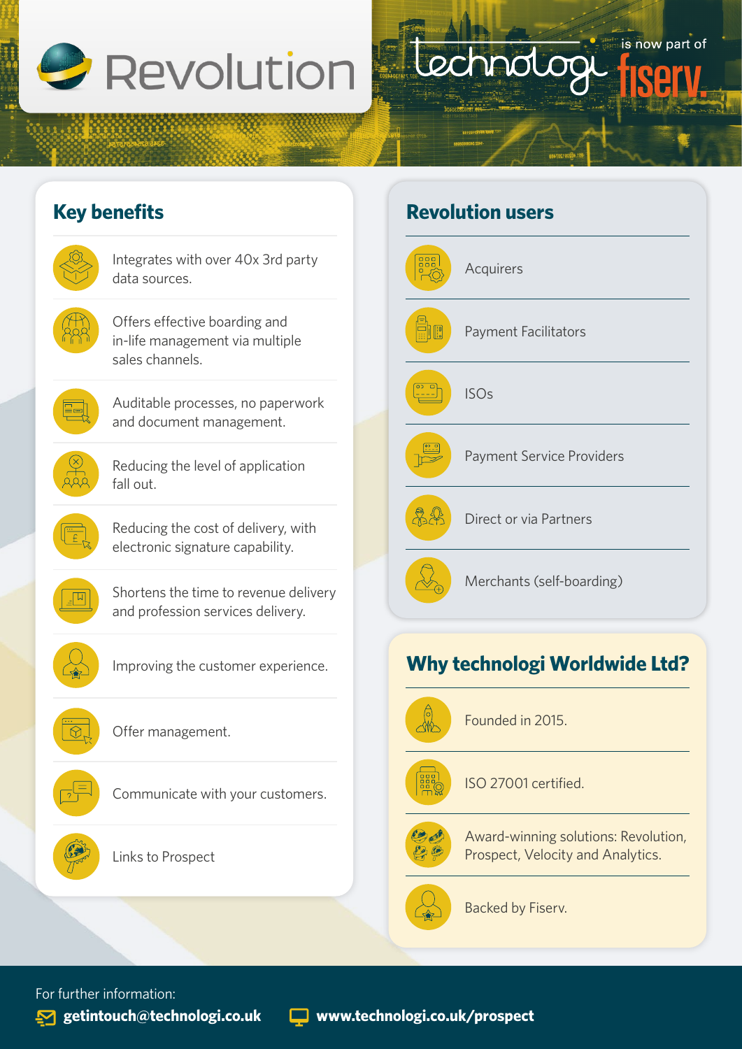# Revolution

technologi is now part of fiserv.

## Key benefits

- Integrates with over 40x 3rd party data sources.
- Offers effective boarding and in-life management via multiple sales channels.
- Auditable processes, no paperwork and document management.
- Reducing the level of application fall out.
- Reducing the cost of delivery, with electronic signature capability.
- Shortens the time to revenue delivery and profession services delivery.
- Improving the customer experience.
- Offer management.
- Communicate with your customers.
- Links to Prospect

## Revolution users

- Acquirers
- Payment Facilitators
- ISOs
- Payment Service Providers
- Direct or via Partners
- Merchants (self-boarding)

## Why technologi Worldwide Ltd?

- Founded in 2015.
- ISO 27001 certified.
- Award-winning solutions: Revolution, Prospect, Velocity and Analytics.
- Backed by Fiserv.

For further information:

**getintouch@technologi.co.uk** **www.technologi.co.uk/prospect**